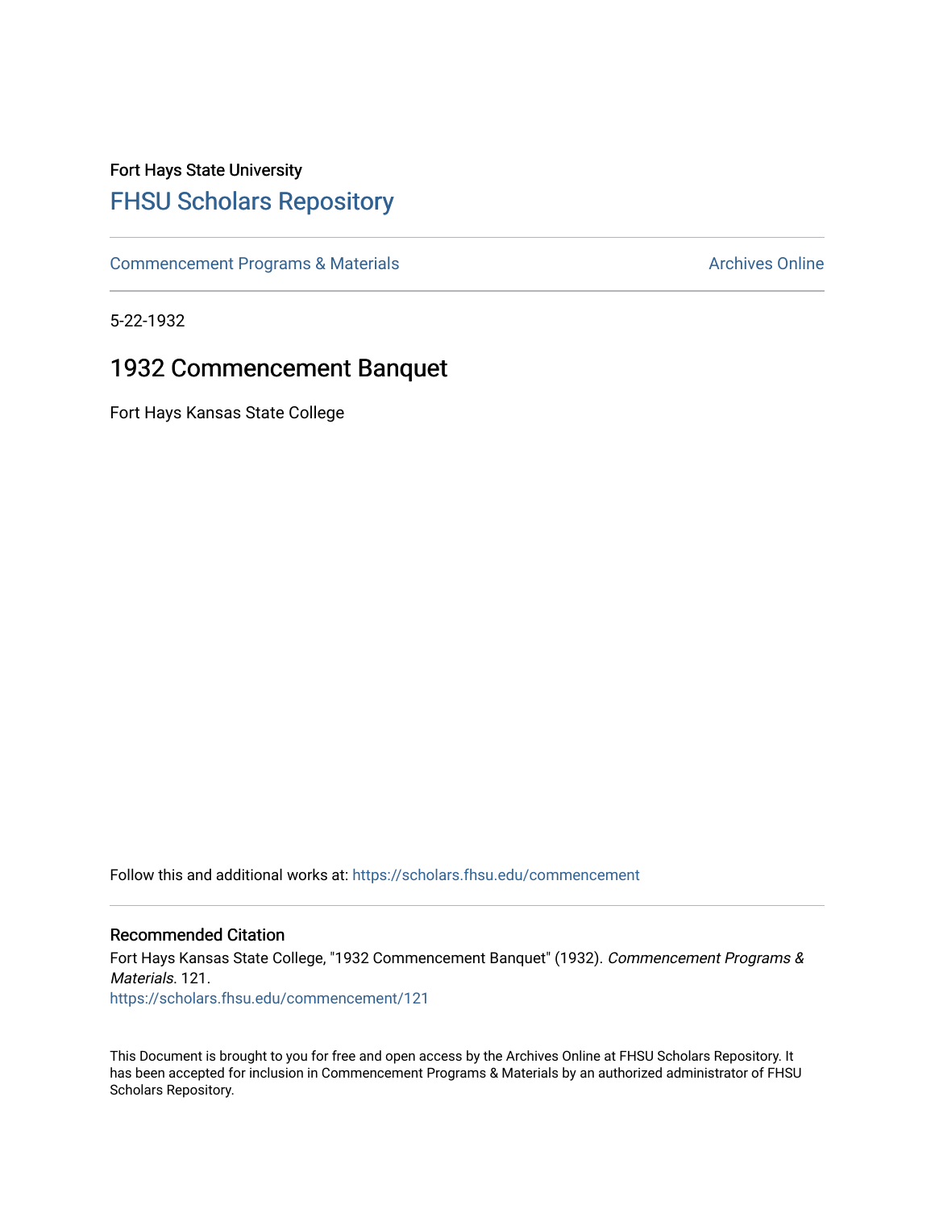Fort Hays State University

# FHSU Scholars Repository

Commencement Programs & Materials

Archives Online

5-22-1932

## 1932 Commencement Banquet

Fort Hays Kansas State College

Follow this and additional works at: https://scholars.fhsu.edu/commencement

### Recommended Citation

Fort Hays Kansas State College, "1932 Commencement Banquet" (1932). *Commencement Programs & Materials*. 121.
https://scholars.fhsu.edu/commencement/121

This Document is brought to you for free and open access by the Archives Online at FHSU Scholars Repository. It has been accepted for inclusion in Commencement Programs & Materials by an authorized administrator of FHSU Scholars Repository.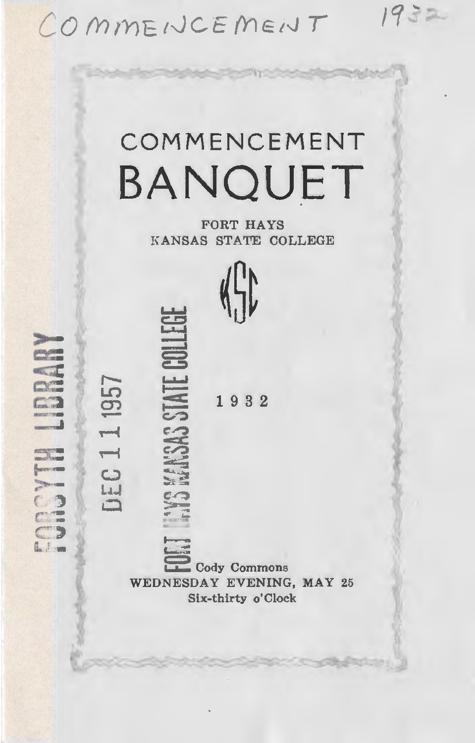COMMENCEMENT 1932

# COMMENCEMENT BANQUET

FORT HAYS
KANSAS STATE COLLEGE

KSC

1932

FORSYTH LIBRARY

DEC 11 1957

FORT HAYS KANSAS STATE COLLEGE

Cody Commons
WEDNESDAY EVENING, MAY 25
Six-thirty o'Clock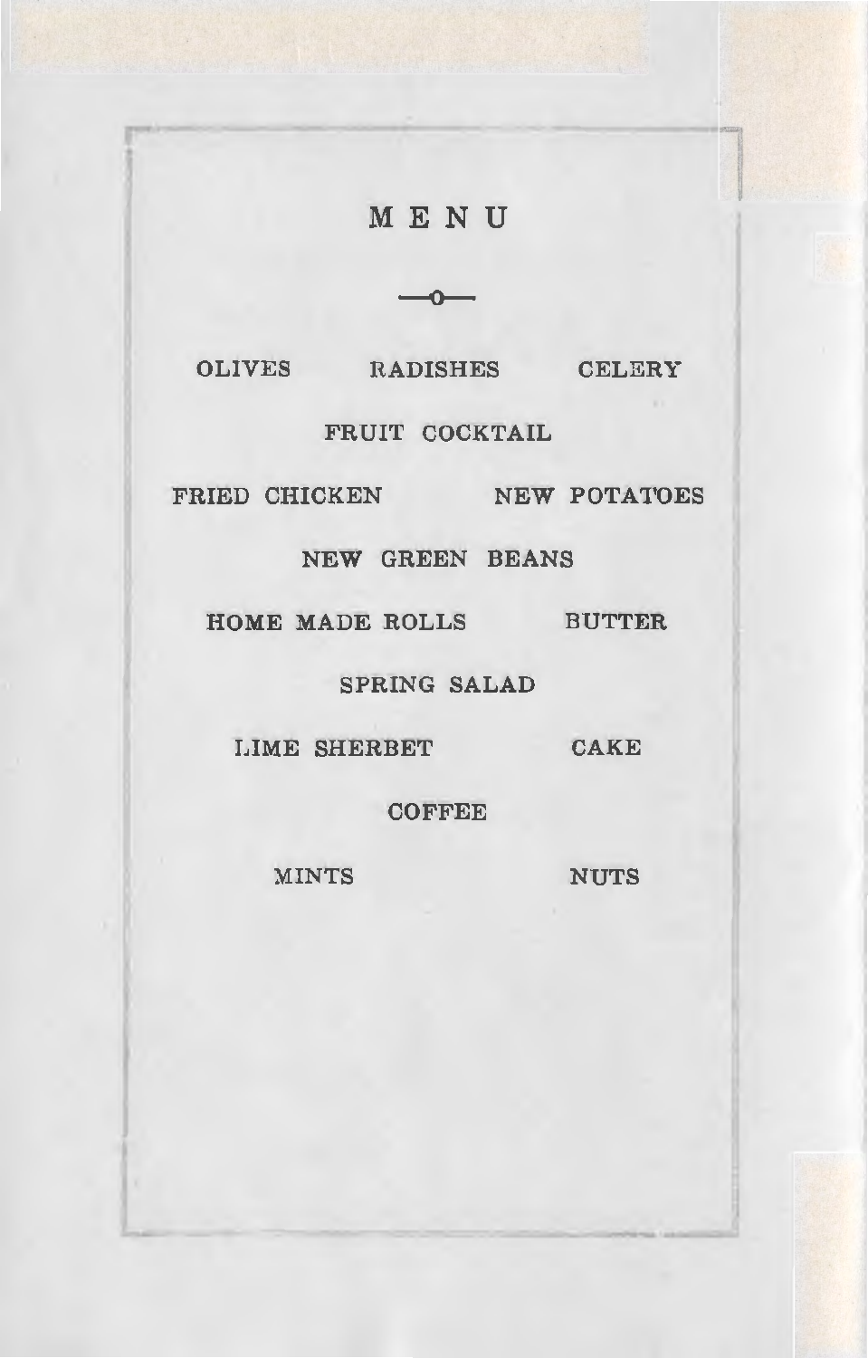# MENU

OLIVES RADISHES CELERY

FRUIT COCKTAIL

FRIED CHICKEN NEW POTATOES

NEW GREEN BEANS

HOME MADE ROLLS BUTTER

SPRING SALAD

LIME SHERBET CAKE

COFFEE

MINTS NUTS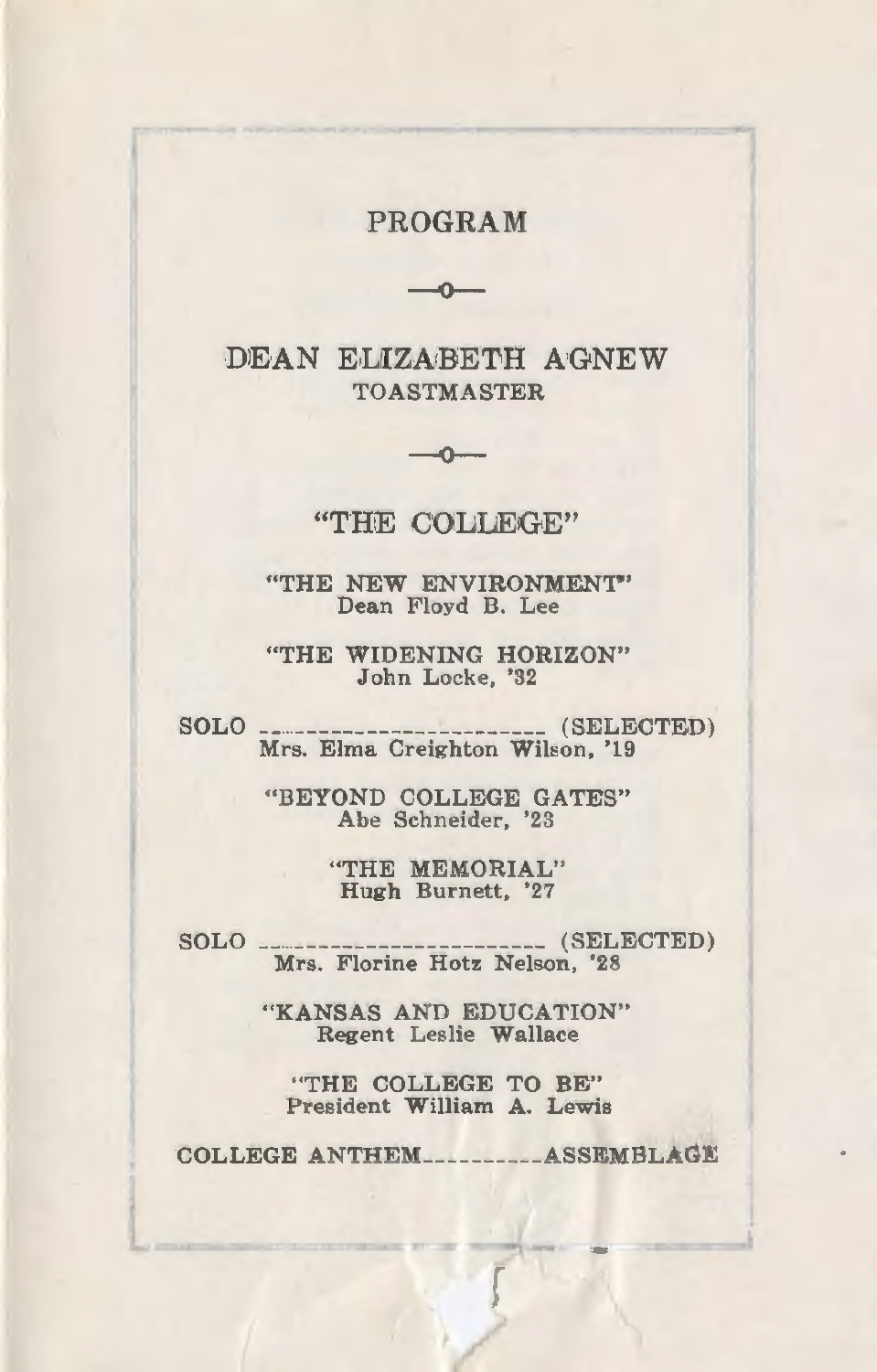# PROGRAM

—o—

## DEAN ELIZABETH AGNEW
TOASTMASTER

—o—

## "THE COLLEGE"

"THE NEW ENVIRONMENT"
Dean Floyd B. Lee

"THE WIDENING HORIZON"
John Locke, '32

SOLO ________________________ (SELECTED)
Mrs. Elma Creighton Wilson, '19

"BEYOND COLLEGE GATES"
Abe Schneider, '23

"THE MEMORIAL"
Hugh Burnett, '27

SOLO ________________________ (SELECTED)
Mrs. Florine Hotz Nelson, '28

"KANSAS AND EDUCATION"
Regent Leslie Wallace

"THE COLLEGE TO BE"
President William A. Lewis

COLLEGE ANTHEM__________ASSEMBLAGE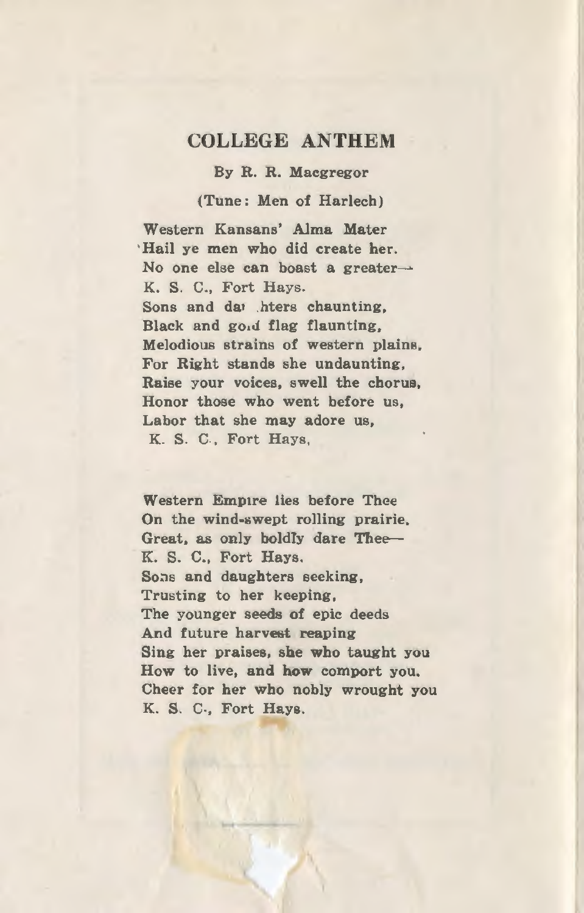## COLLEGE ANTHEM

By R. R. Macgregor

(Tune: Men of Harlech)

Western Kansans' Alma Mater
Hail ye men who did create her.
No one else can boast a greater—
K. S. C., Fort Hays.
Sons and daughters chaunting,
Black and gold flag flaunting,
Melodious strains of western plains,
For Right stands she undaunting,
Raise your voices, swell the chorus,
Honor those who went before us,
Labor that she may adore us,
K. S. C., Fort Hays,

Western Empire lies before Thee
On the wind-swept rolling prairie.
Great, as only boldly dare Thee—
K. S. C., Fort Hays.
Sons and daughters seeking,
Trusting to her keeping,
The younger seeds of epic deeds
And future harvest reaping
Sing her praises, she who taught you
How to live, and how comport you.
Cheer for her who nobly wrought you
K. S. C., Fort Hays.